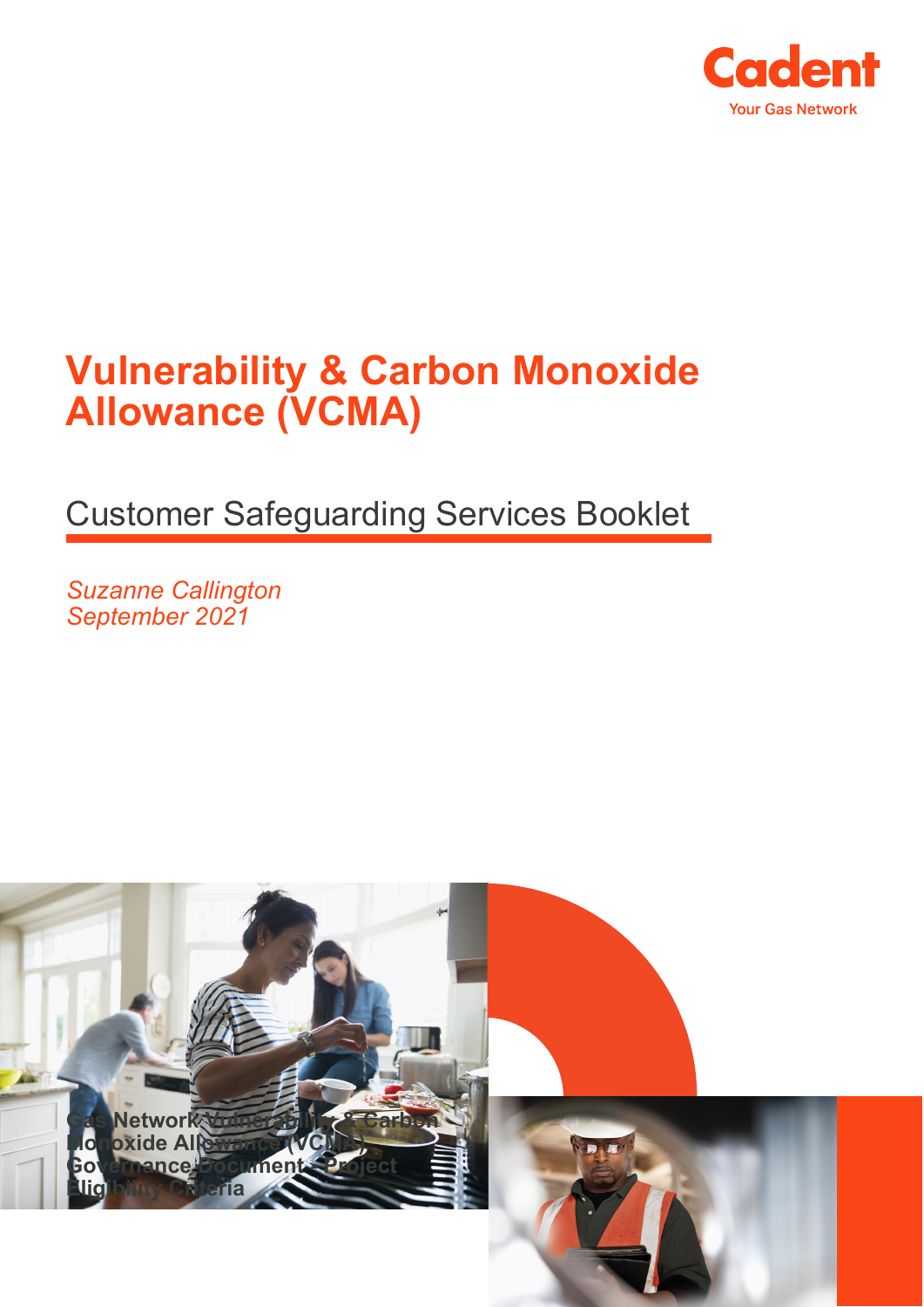Cadent
Your Gas Network

# Vulnerability & Carbon Monoxide Allowance (VCMA)

## Customer Safeguarding Services Booklet

*Suzanne Callington*
*September 2021*

**Gas Network Vulnerability & Carbon Monoxide Allowance (VCMA) Governance Document - Project Eligibility Criteria**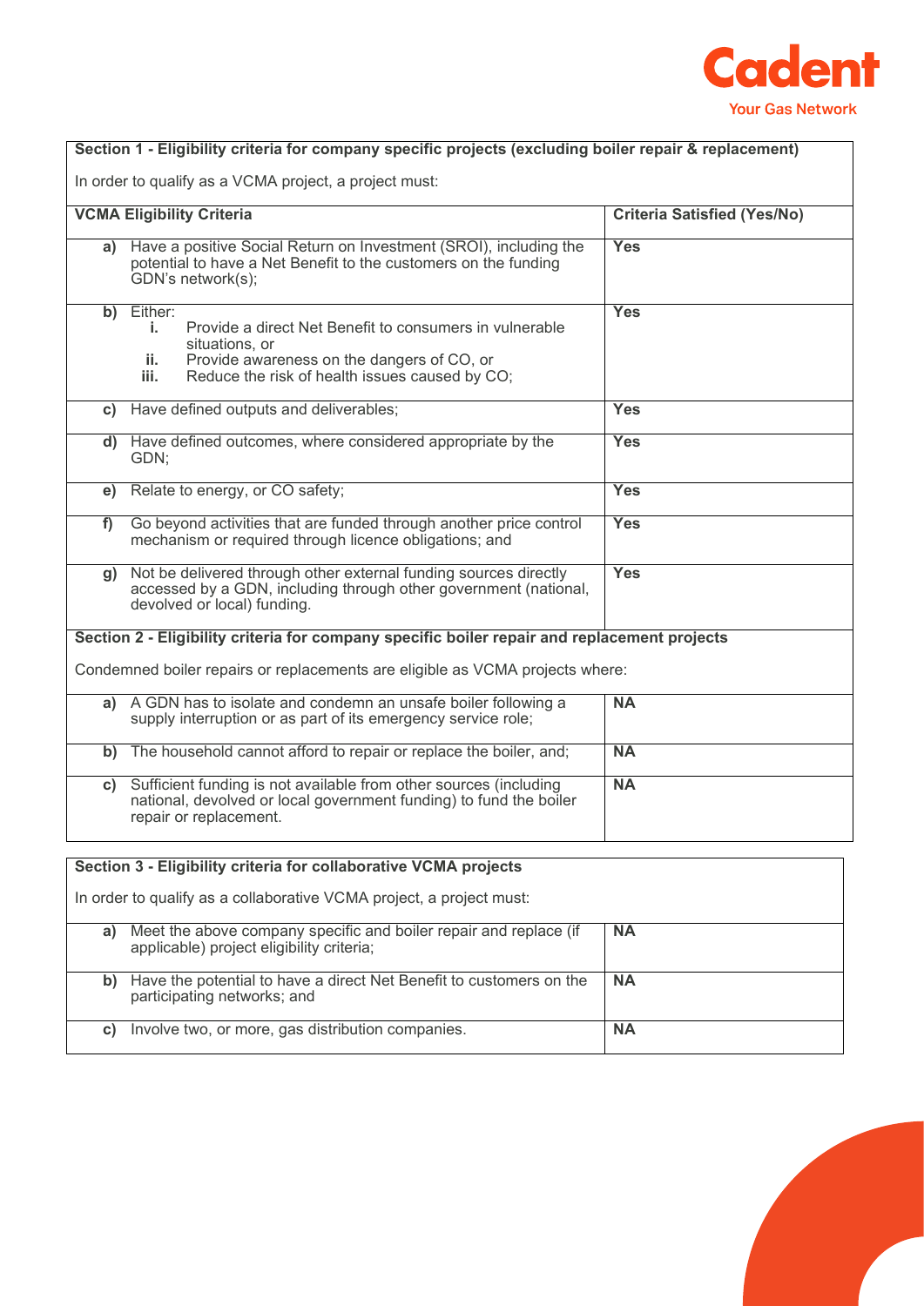| Section 1 - Eligibility criteria for company specific projects (excluding boiler repair & replacement)<br><br>In order to qualify as a VCMA project, a project must: | |
|---|---|
| **VCMA Eligibility Criteria** | **Criteria Satisfied (Yes/No)** |
| **a)** Have a positive Social Return on Investment (SROI), including the potential to have a Net Benefit to the customers on the funding GDN's network(s); | **Yes** |
| **b)** Either:<br>**i.** Provide a direct Net Benefit to consumers in vulnerable situations, or<br>**ii.** Provide awareness on the dangers of CO, or<br>**iii.** Reduce the risk of health issues caused by CO; | **Yes** |
| **c)** Have defined outputs and deliverables; | **Yes** |
| **d)** Have defined outcomes, where considered appropriate by the GDN; | **Yes** |
| **e)** Relate to energy, or CO safety; | **Yes** |
| **f)** Go beyond activities that are funded through another price control mechanism or required through licence obligations; and | **Yes** |
| **g)** Not be delivered through other external funding sources directly accessed by a GDN, including through other government (national, devolved or local) funding. | **Yes** |
| **Section 2 - Eligibility criteria for company specific boiler repair and replacement projects**<br><br>Condemned boiler repairs or replacements are eligible as VCMA projects where: | |
| **a)** A GDN has to isolate and condemn an unsafe boiler following a supply interruption or as part of its emergency service role; | **NA** |
| **b)** The household cannot afford to repair or replace the boiler, and; | **NA** |
| **c)** Sufficient funding is not available from other sources (including national, devolved or local government funding) to fund the boiler repair or replacement. | **NA** |

| Section 3 - Eligibility criteria for collaborative VCMA projects<br><br>In order to qualify as a collaborative VCMA project, a project must: | |
|---|---|
| **a)** Meet the above company specific and boiler repair and replace (if applicable) project eligibility criteria; | **NA** |
| **b)** Have the potential to have a direct Net Benefit to customers on the participating networks; and | **NA** |
| **c)** Involve two, or more, gas distribution companies. | **NA** |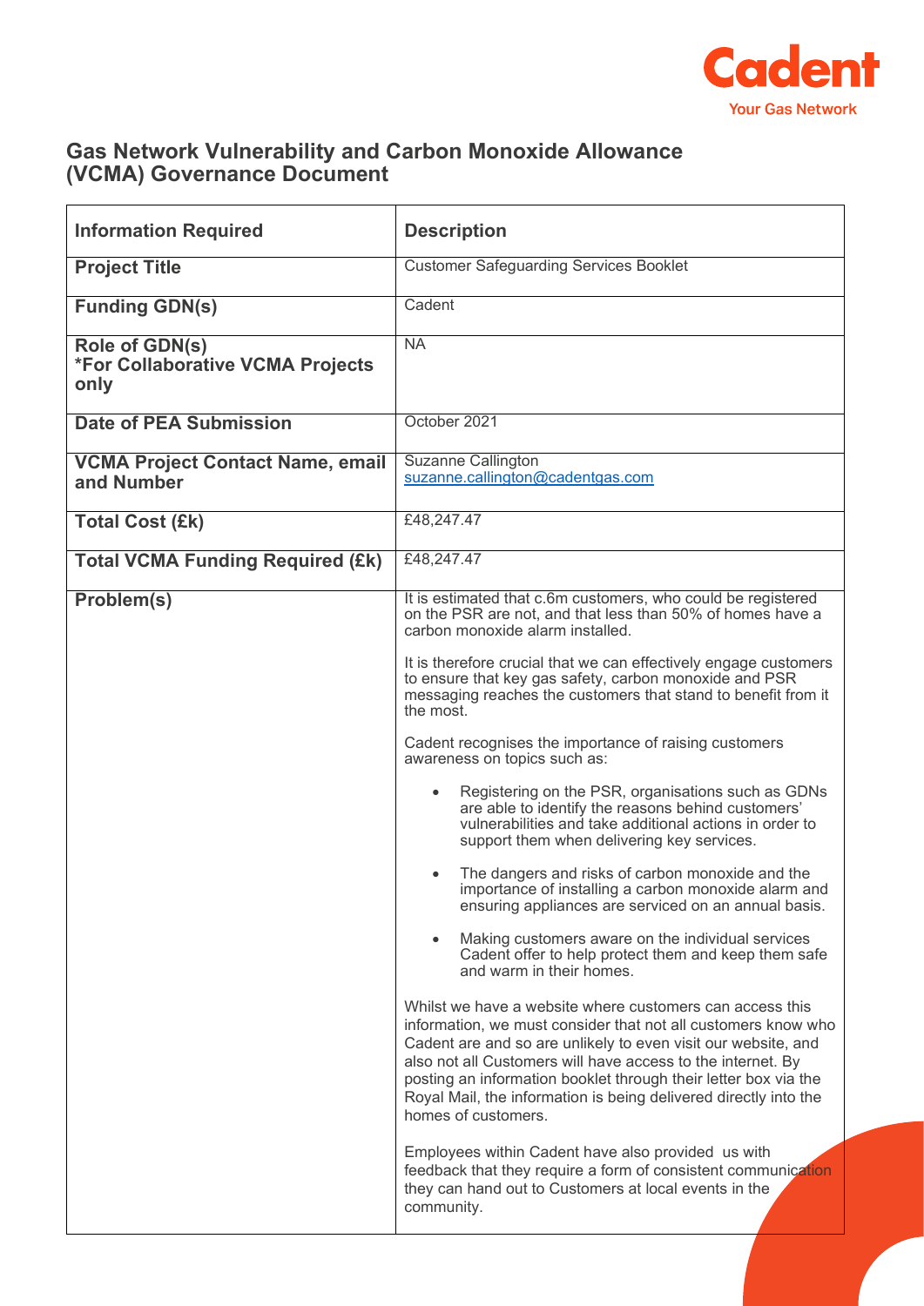# Gas Network Vulnerability and Carbon Monoxide Allowance (VCMA) Governance Document

| Information Required | Description |
| --- | --- |
| **Project Title** | Customer Safeguarding Services Booklet |
| **Funding GDN(s)** | Cadent |
| **Role of GDN(s)** *For Collaborative VCMA Projects only | NA |
| **Date of PEA Submission** | October 2021 |
| **VCMA Project Contact Name, email and Number** | Suzanne Callington suzanne.callington@cadentgas.com |
| **Total Cost (£k)** | £48,247.47 |
| **Total VCMA Funding Required (£k)** | £48,247.47 |
| **Problem(s)** | It is estimated that c.6m customers, who could be registered on the PSR are not, and that less than 50% of homes have a carbon monoxide alarm installed.<br><br>It is therefore crucial that we can effectively engage customers to ensure that key gas safety, carbon monoxide and PSR messaging reaches the customers that stand to benefit from it the most.<br><br>Cadent recognises the importance of raising customers awareness on topics such as:<br><br>• Registering on the PSR, organisations such as GDNs are able to identify the reasons behind customers' vulnerabilities and take additional actions in order to support them when delivering key services.<br>• The dangers and risks of carbon monoxide and the importance of installing a carbon monoxide alarm and ensuring appliances are serviced on an annual basis.<br>• Making customers aware on the individual services Cadent offer to help protect them and keep them safe and warm in their homes.<br><br>Whilst we have a website where customers can access this information, we must consider that not all customers know who Cadent are and so are unlikely to even visit our website, and also not all Customers will have access to the internet. By posting an information booklet through their letter box via the Royal Mail, the information is being delivered directly into the homes of customers.<br><br>Employees within Cadent have also provided us with feedback that they require a form of consistent communication they can hand out to Customers at local events in the community. |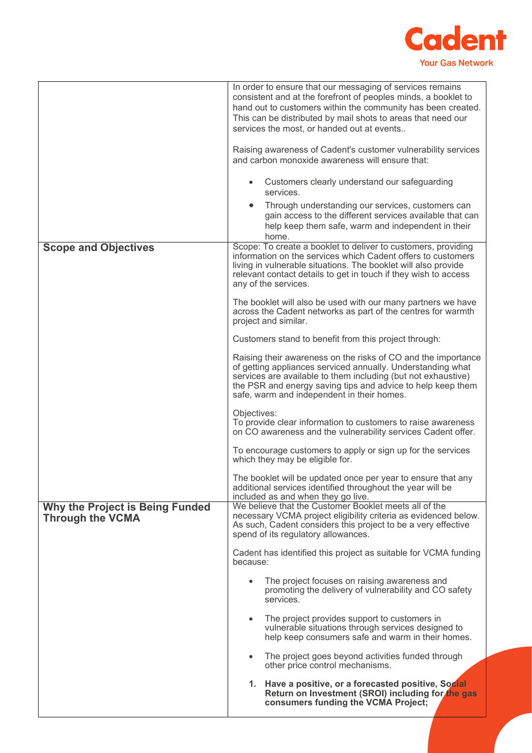| | |
|---|---|
| | In order to ensure that our messaging of services remains consistent and at the forefront of peoples minds, a booklet to hand out to customers within the community has been created. This can be distributed by mail shots to areas that need our services the most, or handed out at events..<br><br>Raising awareness of Cadent's customer vulnerability services and carbon monoxide awareness will ensure that:<br><br>• Customers clearly understand our safeguarding services.<br>• Through understanding our services, customers can gain access to the different services available that can help keep them safe, warm and independent in their home. |
| **Scope and Objectives** | Scope: To create a booklet to deliver to customers, providing information on the services which Cadent offers to customers living in vulnerable situations. The booklet will also provide relevant contact details to get in touch if they wish to access any of the services.<br><br>The booklet will also be used with our many partners we have across the Cadent networks as part of the centres for warmth project and similar.<br><br>Customers stand to benefit from this project through:<br><br>Raising their awareness on the risks of CO and the importance of getting appliances serviced annually. Understanding what services are available to them including (but not exhaustive) the PSR and energy saving tips and advice to help keep them safe, warm and independent in their homes.<br><br>Objectives:<br>To provide clear information to customers to raise awareness on CO awareness and the vulnerability services Cadent offer.<br><br>To encourage customers to apply or sign up for the services which they may be eligible for.<br><br>The booklet will be updated once per year to ensure that any additional services identified throughout the year will be included as and when they go live. |
| **Why the Project is Being Funded Through the VCMA** | We believe that the Customer Booklet meets all of the necessary VCMA project eligibility criteria as evidenced below. As such, Cadent considers this project to be a very effective spend of its regulatory allowances.<br><br>Cadent has identified this project as suitable for VCMA funding because:<br><br>• The project focuses on raising awareness and promoting the delivery of vulnerability and CO safety services.<br><br>• The project provides support to customers in vulnerable situations through services designed to help keep consumers safe and warm in their homes.<br><br>• The project goes beyond activities funded through other price control mechanisms.<br><br>**1. Have a positive, or a forecasted positive, Social Return on Investment (SROI) including for the gas consumers funding the VCMA Project;** |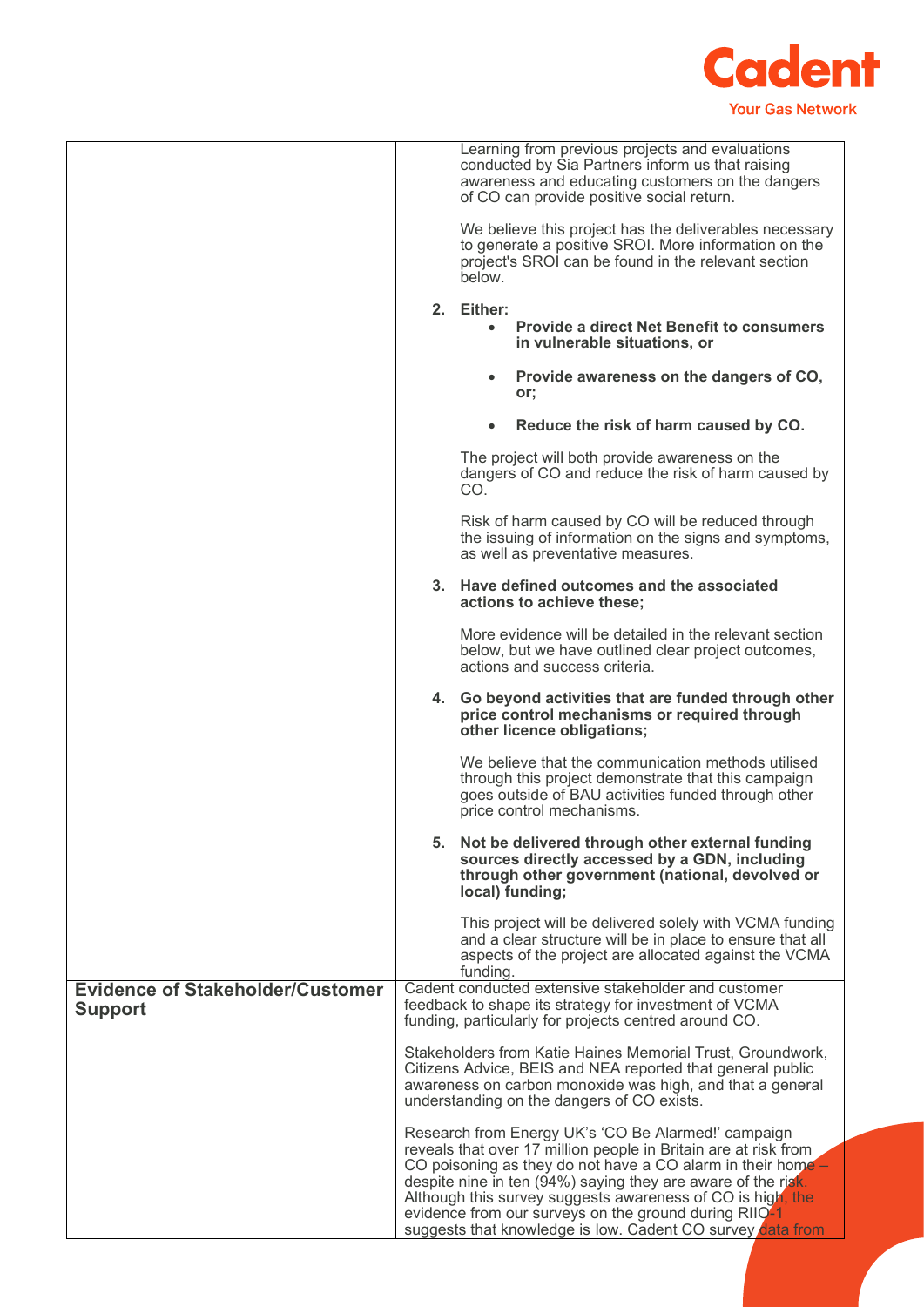| | |
|---|---|
| | Learning from previous projects and evaluations conducted by Sia Partners inform us that raising awareness and educating customers on the dangers of CO can provide positive social return.<br><br>We believe this project has the deliverables necessary to generate a positive SROI. More information on the project's SROI can be found in the relevant section below.<br><br>**2. Either:**<br>• **Provide a direct Net Benefit to consumers in vulnerable situations, or**<br>• **Provide awareness on the dangers of CO, or;**<br>• **Reduce the risk of harm caused by CO.**<br><br>The project will both provide awareness on the dangers of CO and reduce the risk of harm caused by CO.<br><br>Risk of harm caused by CO will be reduced through the issuing of information on the signs and symptoms, as well as preventative measures.<br><br>**3. Have defined outcomes and the associated actions to achieve these;**<br><br>More evidence will be detailed in the relevant section below, but we have outlined clear project outcomes, actions and success criteria.<br><br>**4. Go beyond activities that are funded through other price control mechanisms or required through other licence obligations;**<br><br>We believe that the communication methods utilised through this project demonstrate that this campaign goes outside of BAU activities funded through other price control mechanisms.<br><br>**5. Not be delivered through other external funding sources directly accessed by a GDN, including through other government (national, devolved or local) funding;**<br><br>This project will be delivered solely with VCMA funding and a clear structure will be in place to ensure that all aspects of the project are allocated against the VCMA funding. |
| **Evidence of Stakeholder/Customer Support** | Cadent conducted extensive stakeholder and customer feedback to shape its strategy for investment of VCMA funding, particularly for projects centred around CO.<br><br>Stakeholders from Katie Haines Memorial Trust, Groundwork, Citizens Advice, BEIS and NEA reported that general public awareness on carbon monoxide was high, and that a general understanding on the dangers of CO exists.<br><br>Research from Energy UK's 'CO Be Alarmed!' campaign reveals that over 17 million people in Britain are at risk from CO poisoning as they do not have a CO alarm in their home – despite nine in ten (94%) saying they are aware of the risk. Although this survey suggests awareness of CO is high, the evidence from our surveys on the ground during RIIO-1 suggests that knowledge is low. Cadent CO survey data from |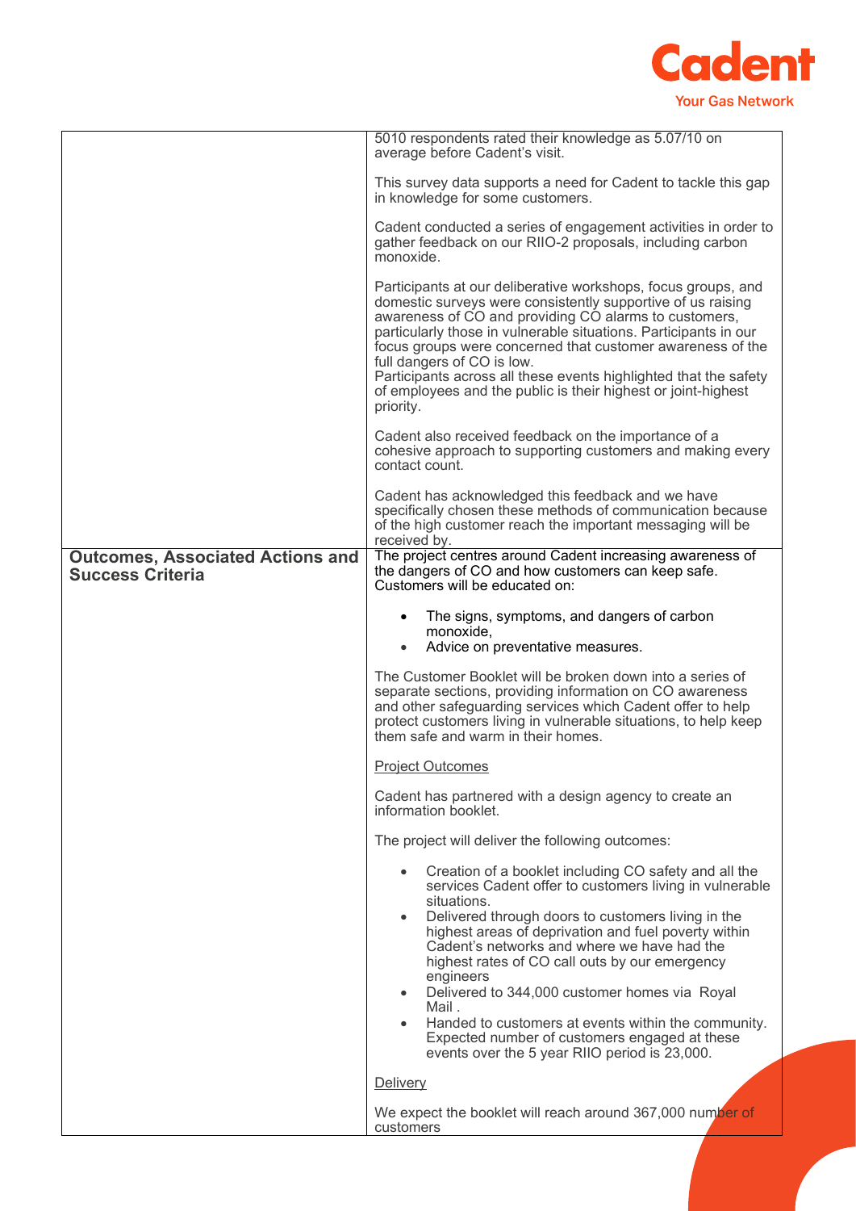| | |
|---|---|
| | 5010 respondents rated their knowledge as 5.07/10 on average before Cadent's visit.<br><br>This survey data supports a need for Cadent to tackle this gap in knowledge for some customers.<br><br>Cadent conducted a series of engagement activities in order to gather feedback on our RIIO-2 proposals, including carbon monoxide.<br><br>Participants at our deliberative workshops, focus groups, and domestic surveys were consistently supportive of us raising awareness of CO and providing CO alarms to customers, particularly those in vulnerable situations. Participants in our focus groups were concerned that customer awareness of the full dangers of CO is low.<br>Participants across all these events highlighted that the safety of employees and the public is their highest or joint-highest priority.<br><br>Cadent also received feedback on the importance of a cohesive approach to supporting customers and making every contact count.<br><br>Cadent has acknowledged this feedback and we have specifically chosen these methods of communication because of the high customer reach the important messaging will be received by. |
| **Outcomes, Associated Actions and Success Criteria** | The project centres around Cadent increasing awareness of the dangers of CO and how customers can keep safe. Customers will be educated on:<br><br>• The signs, symptoms, and dangers of carbon monoxide,<br>• Advice on preventative measures.<br><br>The Customer Booklet will be broken down into a series of separate sections, providing information on CO awareness and other safeguarding services which Cadent offer to help protect customers living in vulnerable situations, to help keep them safe and warm in their homes.<br><br><u>Project Outcomes</u><br><br>Cadent has partnered with a design agency to create an information booklet.<br><br>The project will deliver the following outcomes:<br><br>• Creation of a booklet including CO safety and all the services Cadent offer to customers living in vulnerable situations.<br>• Delivered through doors to customers living in the highest areas of deprivation and fuel poverty within Cadent's networks and where we have had the highest rates of CO call outs by our emergency engineers<br>• Delivered to 344,000 customer homes via Royal Mail .<br>• Handed to customers at events within the community. Expected number of customers engaged at these events over the 5 year RIIO period is 23,000.<br><br><u>Delivery</u><br><br>We expect the booklet will reach around 367,000 number of customers |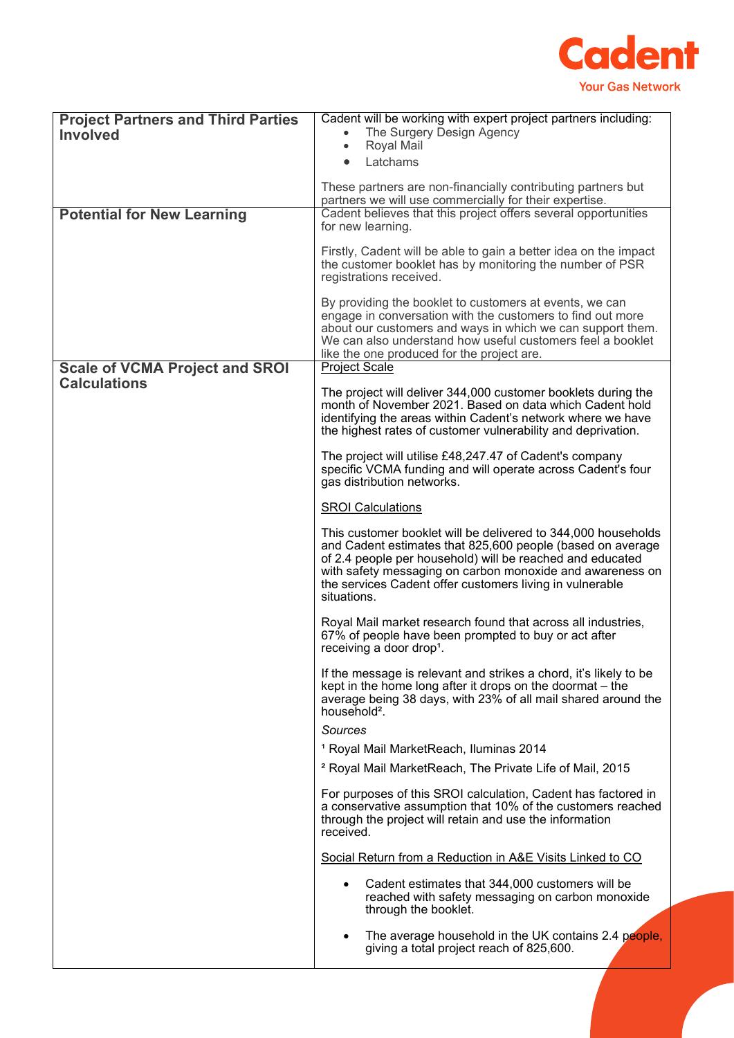| | |
|---|---|
| **Project Partners and Third Parties Involved** | Cadent will be working with expert project partners including:<br>• The Surgery Design Agency<br>• Royal Mail<br>• Latchams<br><br>These partners are non-financially contributing partners but partners we will use commercially for their expertise. |
| **Potential for New Learning** | Cadent believes that this project offers several opportunities for new learning.<br><br>Firstly, Cadent will be able to gain a better idea on the impact the customer booklet has by monitoring the number of PSR registrations received.<br><br>By providing the booklet to customers at events, we can engage in conversation with the customers to find out more about our customers and ways in which we can support them. We can also understand how useful customers feel a booklet like the one produced for the project are. |
| **Scale of VCMA Project and SROI Calculations** | <u>Project Scale</u><br><br>The project will deliver 344,000 customer booklets during the month of November 2021. Based on data which Cadent hold identifying the areas within Cadent's network where we have the highest rates of customer vulnerability and deprivation.<br><br>The project will utilise £48,247.47 of Cadent's company specific VCMA funding and will operate across Cadent's four gas distribution networks.<br><br><u>SROI Calculations</u><br><br>This customer booklet will be delivered to 344,000 households and Cadent estimates that 825,600 people (based on average of 2.4 people per household) will be reached and educated with safety messaging on carbon monoxide and awareness on the services Cadent offer customers living in vulnerable situations.<br><br>Royal Mail market research found that across all industries, 67% of people have been prompted to buy or act after receiving a door drop[1].<br><br>If the message is relevant and strikes a chord, it's likely to be kept in the home long after it drops on the doormat – the average being 38 days, with 23% of all mail shared around the household[2].<br><br>*Sources*<br><br>[1] Royal Mail MarketReach, Iluminas 2014<br><br>[2] Royal Mail MarketReach, The Private Life of Mail, 2015<br><br>For purposes of this SROI calculation, Cadent has factored in a conservative assumption that 10% of the customers reached through the project will retain and use the information received.<br><br><u>Social Return from a Reduction in A&E Visits Linked to CO</u><br><br>• Cadent estimates that 344,000 customers will be reached with safety messaging on carbon monoxide through the booklet.<br><br>• The average household in the UK contains 2.4 people, giving a total project reach of 825,600. |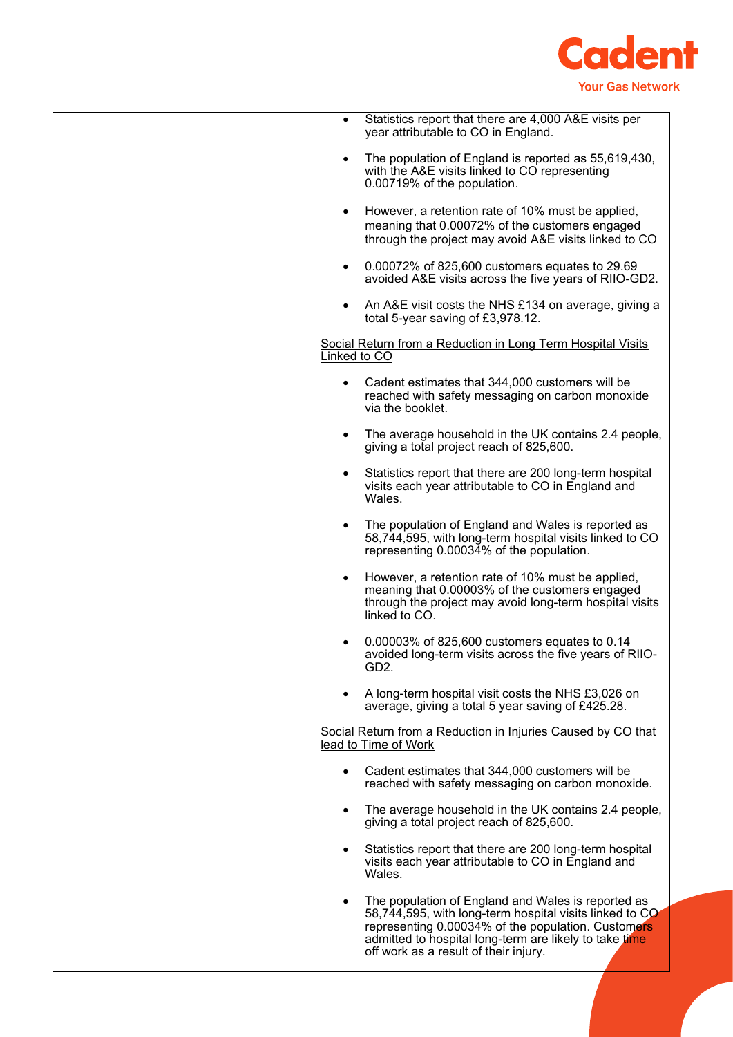| | |
|---|---|
| | • Statistics report that there are 4,000 A&E visits per year attributable to CO in England.<br><br>• The population of England is reported as 55,619,430, with the A&E visits linked to CO representing 0.00719% of the population.<br><br>• However, a retention rate of 10% must be applied, meaning that 0.00072% of the customers engaged through the project may avoid A&E visits linked to CO<br><br>• 0.00072% of 825,600 customers equates to 29.69 avoided A&E visits across the five years of RIIO-GD2.<br><br>• An A&E visit costs the NHS £134 on average, giving a total 5-year saving of £3,978.12.<br><br><u>Social Return from a Reduction in Long Term Hospital Visits Linked to CO</u><br><br>• Cadent estimates that 344,000 customers will be reached with safety messaging on carbon monoxide via the booklet.<br><br>• The average household in the UK contains 2.4 people, giving a total project reach of 825,600.<br><br>• Statistics report that there are 200 long-term hospital visits each year attributable to CO in England and Wales.<br><br>• The population of England and Wales is reported as 58,744,595, with long-term hospital visits linked to CO representing 0.00034% of the population.<br><br>• However, a retention rate of 10% must be applied, meaning that 0.00003% of the customers engaged through the project may avoid long-term hospital visits linked to CO.<br><br>• 0.00003% of 825,600 customers equates to 0.14 avoided long-term visits across the five years of RIIO-GD2.<br><br>• A long-term hospital visit costs the NHS £3,026 on average, giving a total 5 year saving of £425.28.<br><br><u>Social Return from a Reduction in Injuries Caused by CO that lead to Time of Work</u><br><br>• Cadent estimates that 344,000 customers will be reached with safety messaging on carbon monoxide.<br><br>• The average household in the UK contains 2.4 people, giving a total project reach of 825,600.<br><br>• Statistics report that there are 200 long-term hospital visits each year attributable to CO in England and Wales.<br><br>• The population of England and Wales is reported as 58,744,595, with long-term hospital visits linked to CO representing 0.00034% of the population. Customers admitted to hospital long-term are likely to take time off work as a result of their injury. |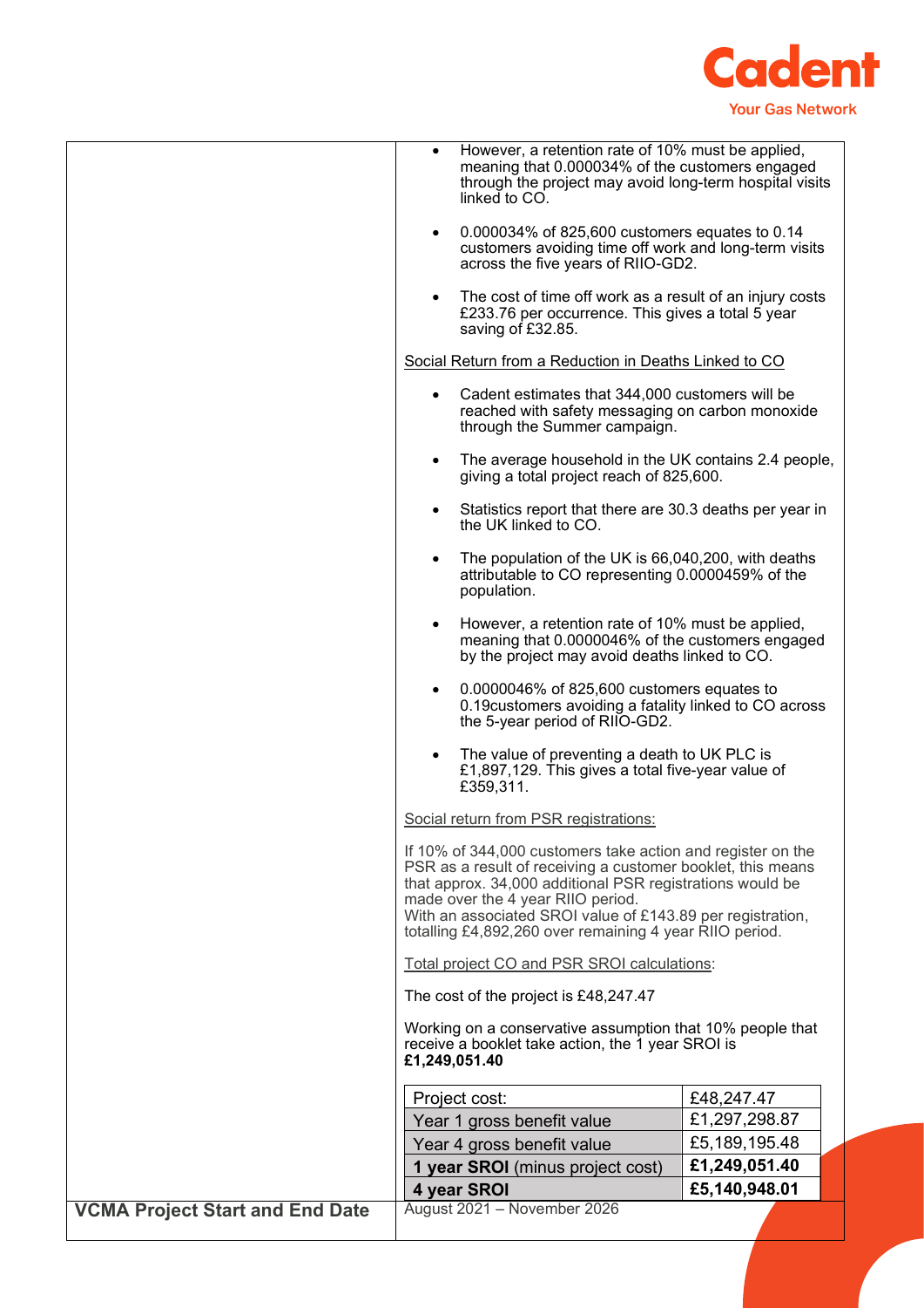| | |
|---|---|
| | - However, a retention rate of 10% must be applied, meaning that 0.000034% of the customers engaged through the project may avoid long-term hospital visits linked to CO.<br>- 0.000034% of 825,600 customers equates to 0.14 customers avoiding time off work and long-term visits across the five years of RIIO-GD2.<br>- The cost of time off work as a result of an injury costs £233.76 per occurrence. This gives a total 5 year saving of £32.85.<br><br>Social Return from a Reduction in Deaths Linked to CO<br><br>- Cadent estimates that 344,000 customers will be reached with safety messaging on carbon monoxide through the Summer campaign.<br>- The average household in the UK contains 2.4 people, giving a total project reach of 825,600.<br>- Statistics report that there are 30.3 deaths per year in the UK linked to CO.<br>- The population of the UK is 66,040,200, with deaths attributable to CO representing 0.0000459% of the population.<br>- However, a retention rate of 10% must be applied, meaning that 0.0000046% of the customers engaged by the project may avoid deaths linked to CO.<br>- 0.0000046% of 825,600 customers equates to 0.19customers avoiding a fatality linked to CO across the 5-year period of RIIO-GD2.<br>- The value of preventing a death to UK PLC is £1,897,129. This gives a total five-year value of £359,311.<br><br>Social return from PSR registrations:<br><br>If 10% of 344,000 customers take action and register on the PSR as a result of receiving a customer booklet, this means that approx. 34,000 additional PSR registrations would be made over the 4 year RIIO period.<br>With an associated SROI value of £143.89 per registration, totalling £4,892,260 over remaining 4 year RIIO period.<br><br>Total project CO and PSR SROI calculations:<br><br>The cost of the project is £48,247.47<br><br>Working on a conservative assumption that 10% people that receive a booklet take action, the 1 year SROI is **£1,249,051.40**<br><br>Project cost: £48,247.47<br>Year 1 gross benefit value: £1,297,298.87<br>Year 4 gross benefit value: £5,189,195.48<br>**1 year SROI** (minus project cost): **£1,249,051.40**<br>**4 year SROI**: **£5,140,948.01** |
| **VCMA Project Start and End Date** | August 2021 – November 2026 |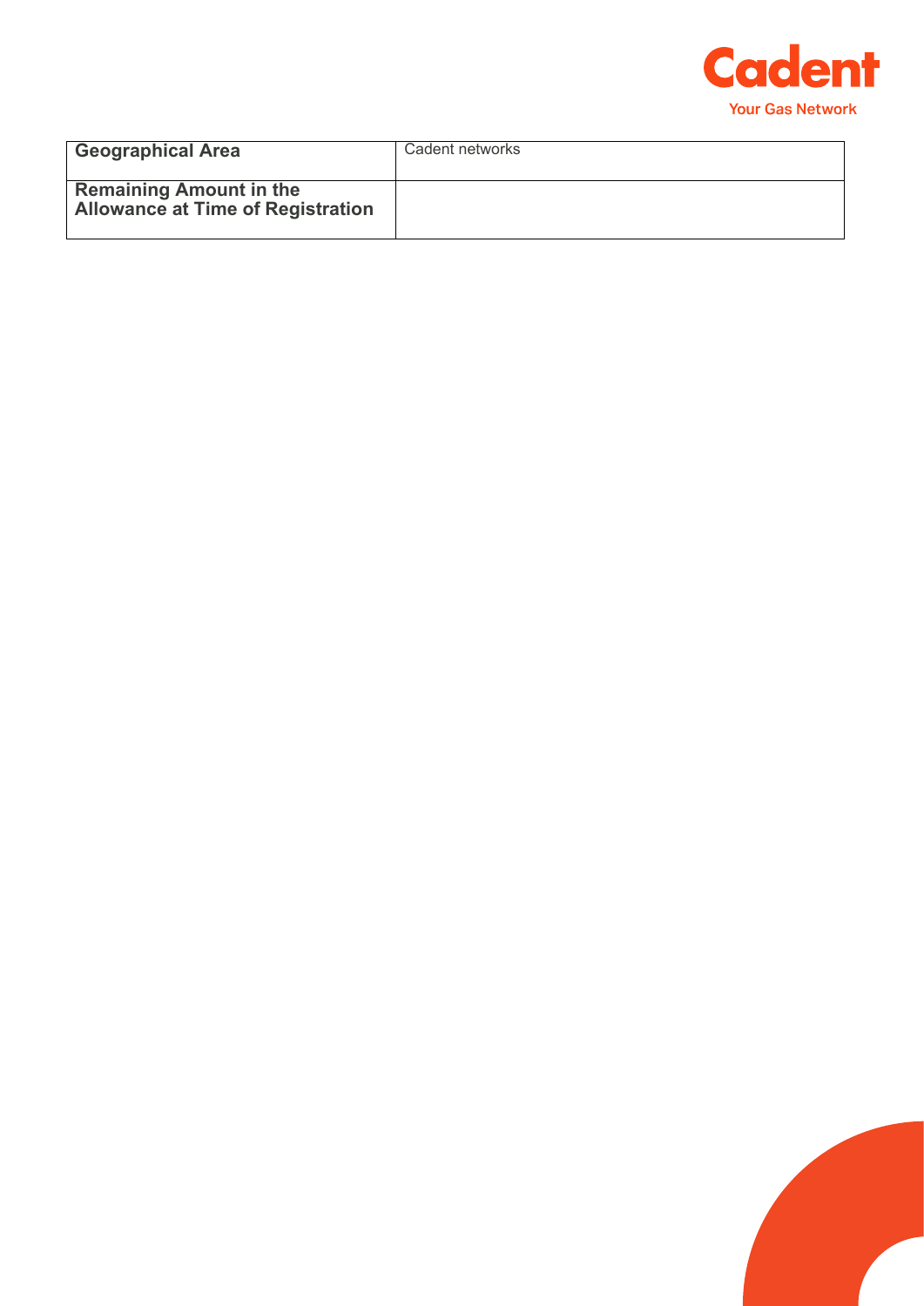| **Geographical Area** | Cadent networks |
|---|---|
| **Remaining Amount in the Allowance at Time of Registration** | |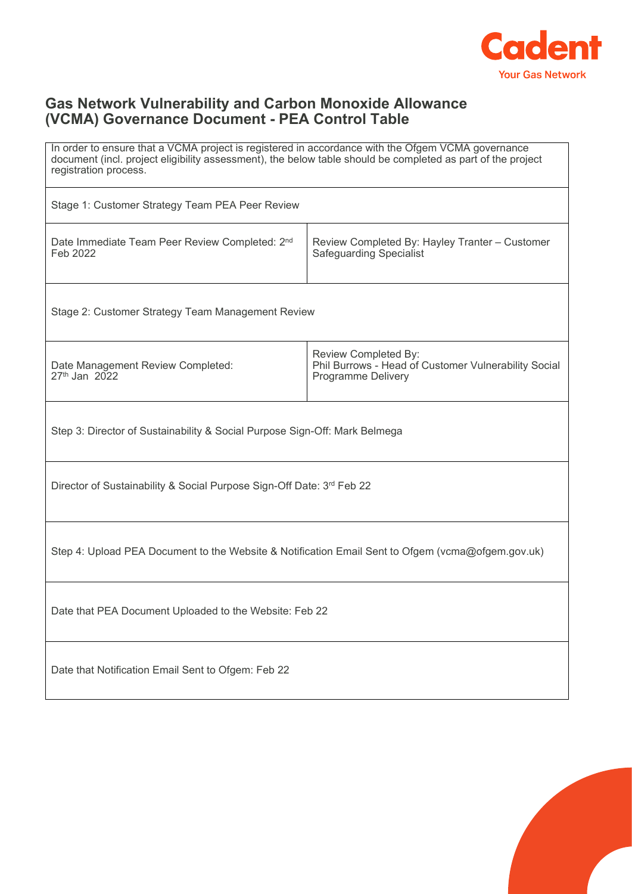# Gas Network Vulnerability and Carbon Monoxide Allowance (VCMA) Governance Document - PEA Control Table

| | |
|---|---|
| In order to ensure that a VCMA project is registered in accordance with the Ofgem VCMA governance document (incl. project eligibility assessment), the below table should be completed as part of the project registration process. | |
| Stage 1: Customer Strategy Team PEA Peer Review | |
| Date Immediate Team Peer Review Completed: 2nd Feb 2022 | Review Completed By: Hayley Tranter – Customer Safeguarding Specialist |
| Stage 2: Customer Strategy Team Management Review | |
| Date Management Review Completed: 27th Jan 2022 | Review Completed By: Phil Burrows - Head of Customer Vulnerability Social Programme Delivery |
| Step 3: Director of Sustainability & Social Purpose Sign-Off: Mark Belmega | |
| Director of Sustainability & Social Purpose Sign-Off Date: 3rd Feb 22 | |
| Step 4: Upload PEA Document to the Website & Notification Email Sent to Ofgem (vcma@ofgem.gov.uk) | |
| Date that PEA Document Uploaded to the Website: Feb 22 | |
| Date that Notification Email Sent to Ofgem: Feb 22 | |